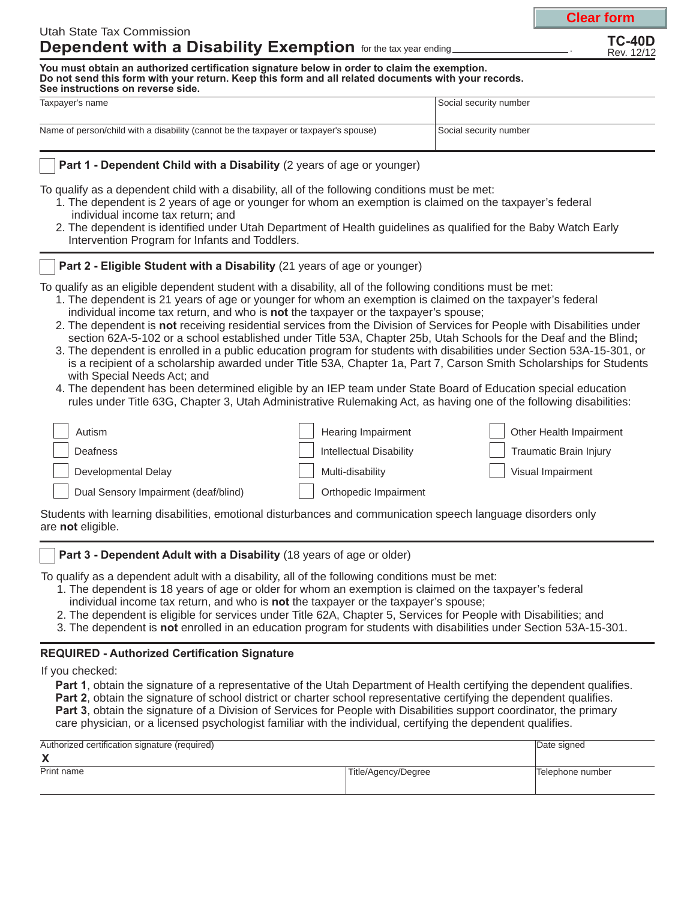Clear form

Utah State Tax Commission

# Dependent with a Disability Exemption

for the tax year ending ____________________.

**TC-40D**
Rev. 12/12

**You must obtain an authorized certification signature below in order to claim the exemption.**
**Do not send this form with your return. Keep this form and all related documents with your records.**
**See instructions on reverse side.**

| Taxpayer's name | Social security number |
|---|---|
| Name of person/child with a disability (cannot be the taxpayer or taxpayer's spouse) | Social security number |

☐ **Part 1 - Dependent Child with a Disability** (2 years of age or younger)

To qualify as a dependent child with a disability, all of the following conditions must be met:

1. The dependent is 2 years of age or younger for whom an exemption is claimed on the taxpayer's federal individual income tax return; and
2. The dependent is identified under Utah Department of Health guidelines as qualified for the Baby Watch Early Intervention Program for Infants and Toddlers.

☐ **Part 2 - Eligible Student with a Disability** (21 years of age or younger)

To qualify as an eligible dependent student with a disability, all of the following conditions must be met:

1. The dependent is 21 years of age or younger for whom an exemption is claimed on the taxpayer's federal individual income tax return, and who is **not** the taxpayer or the taxpayer's spouse;
2. The dependent is **not** receiving residential services from the Division of Services for People with Disabilities under section 62A-5-102 or a school established under Title 53A, Chapter 25b, Utah Schools for the Deaf and the Blind**;**
3. The dependent is enrolled in a public education program for students with disabilities under Section 53A-15-301, or is a recipient of a scholarship awarded under Title 53A, Chapter 1a, Part 7, Carson Smith Scholarships for Students with Special Needs Act; and
4. The dependent has been determined eligible by an IEP team under State Board of Education special education rules under Title 63G, Chapter 3, Utah Administrative Rulemaking Act, as having one of the following disabilities:

- ☐ Autism
- ☐ Deafness
- ☐ Developmental Delay
- ☐ Dual Sensory Impairment (deaf/blind)
- ☐ Hearing Impairment
- ☐ Intellectual Disability
- ☐ Multi-disability
- ☐ Orthopedic Impairment
- ☐ Other Health Impairment
- ☐ Traumatic Brain Injury
- ☐ Visual Impairment

Students with learning disabilities, emotional disturbances and communication speech language disorders only are **not** eligible.

☐ **Part 3 - Dependent Adult with a Disability** (18 years of age or older)

To qualify as a dependent adult with a disability, all of the following conditions must be met:

1. The dependent is 18 years of age or older for whom an exemption is claimed on the taxpayer's federal individual income tax return, and who is **not** the taxpayer or the taxpayer's spouse;
2. The dependent is eligible for services under Title 62A, Chapter 5, Services for People with Disabilities; and
3. The dependent is **not** enrolled in an education program for students with disabilities under Section 53A-15-301.

## REQUIRED - Authorized Certification Signature

If you checked:

**Part 1**, obtain the signature of a representative of the Utah Department of Health certifying the dependent qualifies.
**Part 2**, obtain the signature of school district or charter school representative certifying the dependent qualifies.
**Part 3**, obtain the signature of a Division of Services for People with Disabilities support coordinator, the primary care physician, or a licensed psychologist familiar with the individual, certifying the dependent qualifies.

| Authorized certification signature (required) | | Date signed |
|---|---|---|
| **X** | | |
| Print name | Title/Agency/Degree | Telephone number |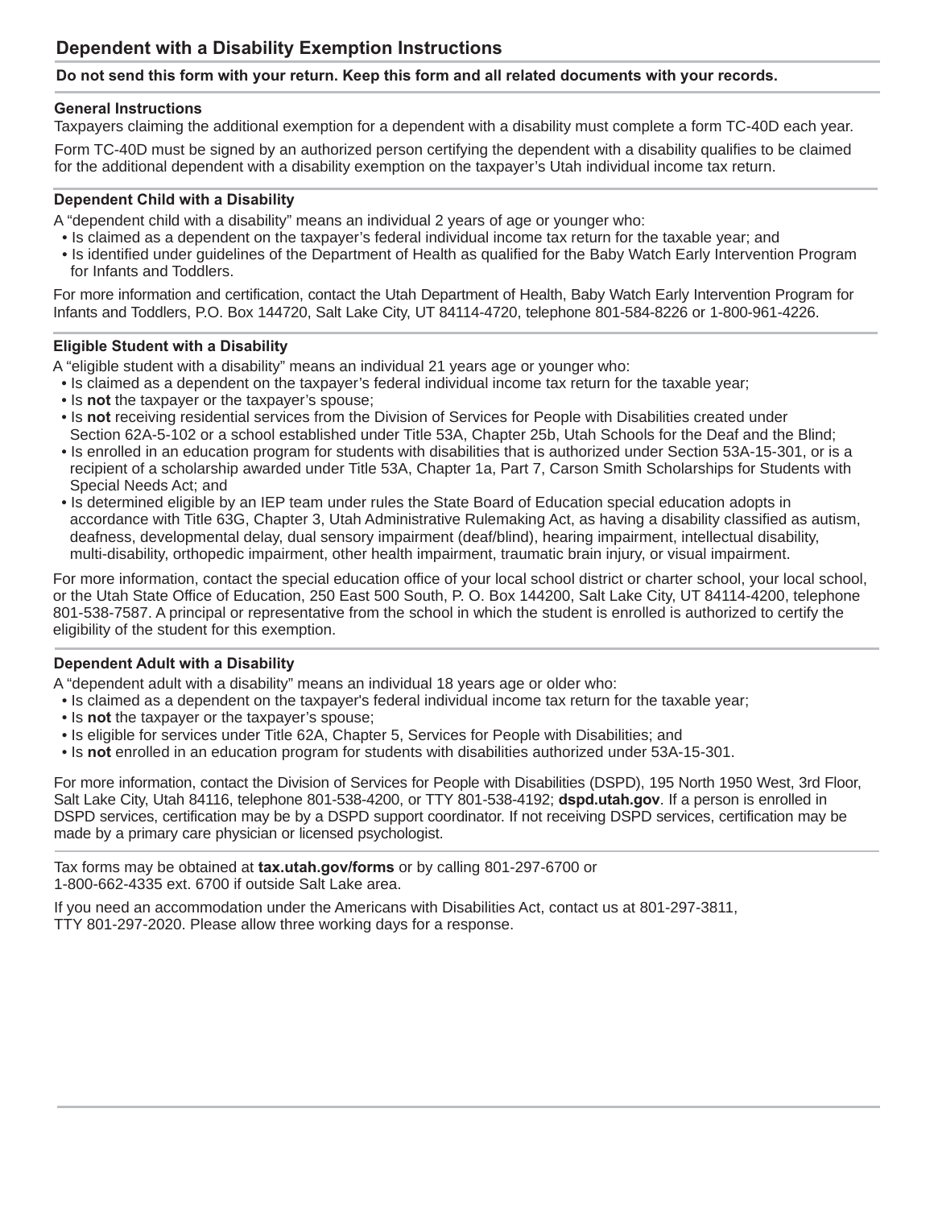## Dependent with a Disability Exemption Instructions

**Do not send this form with your return. Keep this form and all related documents with your records.**

### General Instructions

Taxpayers claiming the additional exemption for a dependent with a disability must complete a form TC-40D each year.

Form TC-40D must be signed by an authorized person certifying the dependent with a disability qualifies to be claimed for the additional dependent with a disability exemption on the taxpayer's Utah individual income tax return.

### Dependent Child with a Disability

A "dependent child with a disability" means an individual 2 years of age or younger who:

- Is claimed as a dependent on the taxpayer's federal individual income tax return for the taxable year; and
- Is identified under guidelines of the Department of Health as qualified for the Baby Watch Early Intervention Program for Infants and Toddlers.

For more information and certification, contact the Utah Department of Health, Baby Watch Early Intervention Program for Infants and Toddlers, P.O. Box 144720, Salt Lake City, UT 84114-4720, telephone 801-584-8226 or 1-800-961-4226.

### Eligible Student with a Disability

A "eligible student with a disability" means an individual 21 years age or younger who:

- Is claimed as a dependent on the taxpayer's federal individual income tax return for the taxable year;
- Is **not** the taxpayer or the taxpayer's spouse;
- Is **not** receiving residential services from the Division of Services for People with Disabilities created under Section 62A-5-102 or a school established under Title 53A, Chapter 25b, Utah Schools for the Deaf and the Blind;
- Is enrolled in an education program for students with disabilities that is authorized under Section 53A-15-301, or is a recipient of a scholarship awarded under Title 53A, Chapter 1a, Part 7, Carson Smith Scholarships for Students with Special Needs Act; and
- Is determined eligible by an IEP team under rules the State Board of Education special education adopts in accordance with Title 63G, Chapter 3, Utah Administrative Rulemaking Act, as having a disability classified as autism, deafness, developmental delay, dual sensory impairment (deaf/blind), hearing impairment, intellectual disability, multi-disability, orthopedic impairment, other health impairment, traumatic brain injury, or visual impairment.

For more information, contact the special education office of your local school district or charter school, your local school, or the Utah State Office of Education, 250 East 500 South, P. O. Box 144200, Salt Lake City, UT 84114-4200, telephone 801-538-7587. A principal or representative from the school in which the student is enrolled is authorized to certify the eligibility of the student for this exemption.

### Dependent Adult with a Disability

A "dependent adult with a disability" means an individual 18 years age or older who:

- Is claimed as a dependent on the taxpayer's federal individual income tax return for the taxable year;
- Is **not** the taxpayer or the taxpayer's spouse;
- Is eligible for services under Title 62A, Chapter 5, Services for People with Disabilities; and
- Is **not** enrolled in an education program for students with disabilities authorized under 53A-15-301.

For more information, contact the Division of Services for People with Disabilities (DSPD), 195 North 1950 West, 3rd Floor, Salt Lake City, Utah 84116, telephone 801-538-4200, or TTY 801-538-4192; **dspd.utah.gov**. If a person is enrolled in DSPD services, certification may be by a DSPD support coordinator. If not receiving DSPD services, certification may be made by a primary care physician or licensed psychologist.

Tax forms may be obtained at **tax.utah.gov/forms** or by calling 801-297-6700 or 1-800-662-4335 ext. 6700 if outside Salt Lake area.

If you need an accommodation under the Americans with Disabilities Act, contact us at 801-297-3811, TTY 801-297-2020. Please allow three working days for a response.